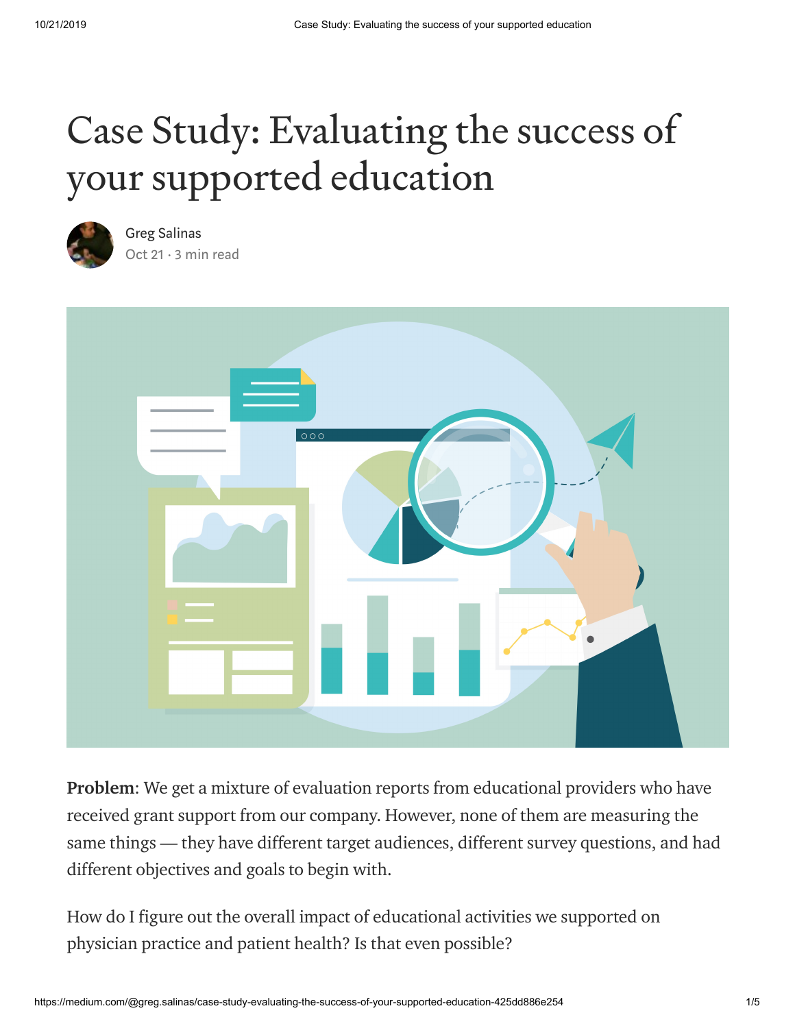# Case Study: Evaluating the success of your supported education

Greg Salinas
Oct 21 · 3 min read

**Problem**: We get a mixture of evaluation reports from educational providers who have received grant support from our company. However, none of them are measuring the same things — they have different target audiences, different survey questions, and had different objectives and goals to begin with.

How do I figure out the overall impact of educational activities we supported on physician practice and patient health? Is that even possible?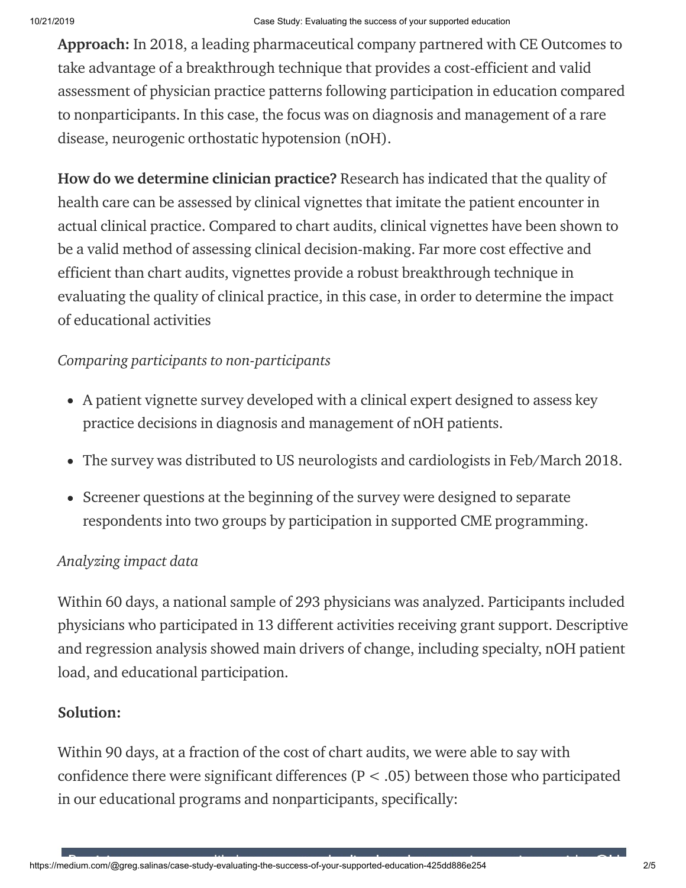**Approach:** In 2018, a leading pharmaceutical company partnered with CE Outcomes to take advantage of a breakthrough technique that provides a cost-efficient and valid assessment of physician practice patterns following participation in education compared to nonparticipants. In this case, the focus was on diagnosis and management of a rare disease, neurogenic orthostatic hypotension (nOH).

**How do we determine clinician practice?** Research has indicated that the quality of health care can be assessed by clinical vignettes that imitate the patient encounter in actual clinical practice. Compared to chart audits, clinical vignettes have been shown to be a valid method of assessing clinical decision-making. Far more cost effective and efficient than chart audits, vignettes provide a robust breakthrough technique in evaluating the quality of clinical practice, in this case, in order to determine the impact of educational activities

*Comparing participants to non-participants*

- A patient vignette survey developed with a clinical expert designed to assess key practice decisions in diagnosis and management of nOH patients.
- The survey was distributed to US neurologists and cardiologists in Feb/March 2018.
- Screener questions at the beginning of the survey were designed to separate respondents into two groups by participation in supported CME programming.

*Analyzing impact data*

Within 60 days, a national sample of 293 physicians was analyzed. Participants included physicians who participated in 13 different activities receiving grant support. Descriptive and regression analysis showed main drivers of change, including specialty, nOH patient load, and educational participation.

**Solution:**

Within 90 days, at a fraction of the cost of chart audits, we were able to say with confidence there were significant differences ($P < .05$) between those who participated in our educational programs and nonparticipants, specifically: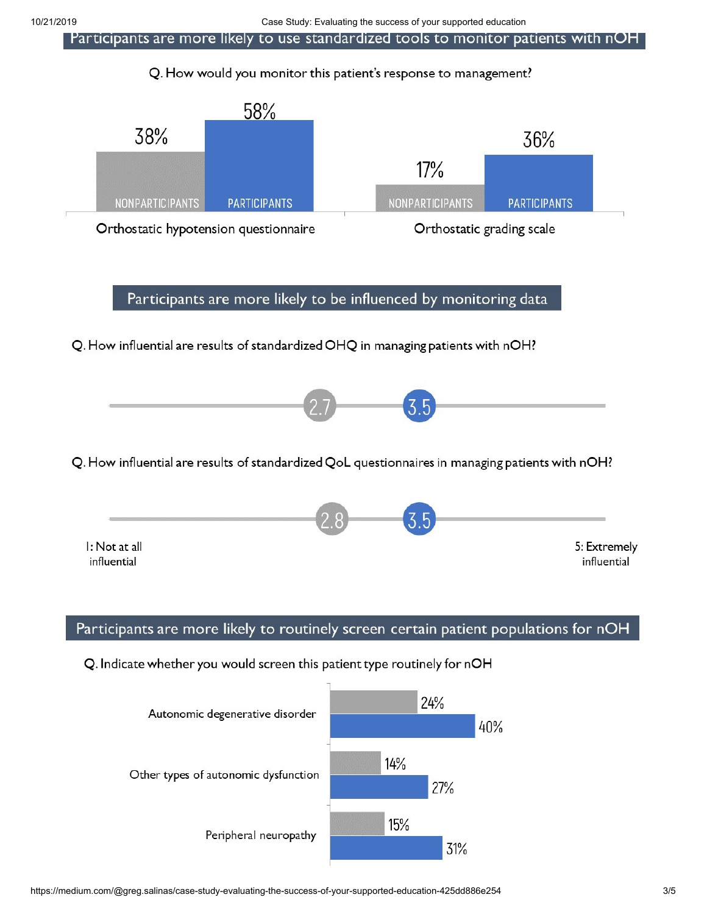## Participants are more likely to use standardized tools to monitor patients with nOH

Q. How would you monitor this patient's response to management?

| | Nonparticipants | Participants |
|---|---|---|
| Orthostatic hypotension questionnaire | 38% | 58% |
| Orthostatic grading scale | 17% | 36% |

## Participants are more likely to be influenced by monitoring data

Q. How influential are results of standardized OHQ in managing patients with nOH?

| Nonparticipants | Participants |
|---|---|
| 2.7 | 3.5 |

Q. How influential are results of standardized QoL questionnaires in managing patients with nOH?

| Nonparticipants | Participants |
|---|---|
| 2.8 | 3.5 |

1: Not at all influential — 5: Extremely influential

## Participants are more likely to routinely screen certain patient populations for nOH

Q. Indicate whether you would screen this patient type routinely for nOH

| | Nonparticipants | Participants |
|---|---|---|
| Autonomic degenerative disorder | 24% | 40% |
| Other types of autonomic dysfunction | 14% | 27% |
| Peripheral neuropathy | 15% | 31% |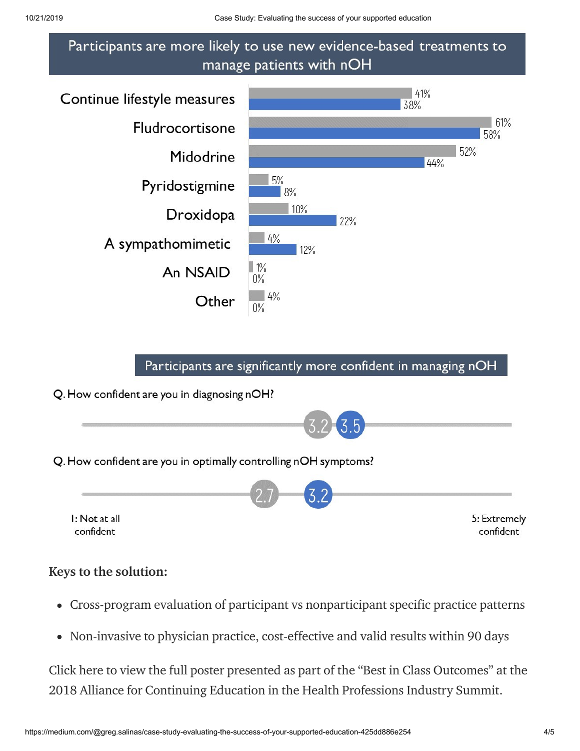## Participants are more likely to use new evidence-based treatments to manage patients with nOH

Continue lifestyle measures
41%
38%

Fludrocortisone
61%
58%

Midodrine
52%
44%

Pyridostigmine
5%
8%

Droxidopa
10%
22%

A sympathomimetic
4%
12%

An NSAID
1%
0%

Other
4%
0%

## Participants are significantly more confident in managing nOH

Q. How confident are you in diagnosing nOH?

3.2 3.5

Q. How confident are you in optimally controlling nOH symptoms?

2.7 3.2

1: Not at all confident

5: Extremely confident

**Keys to the solution:**

- Cross-program evaluation of participant vs nonparticipant specific practice patterns
- Non-invasive to physician practice, cost-effective and valid results within 90 days

Click here to view the full poster presented as part of the "Best in Class Outcomes" at the 2018 Alliance for Continuing Education in the Health Professions Industry Summit.